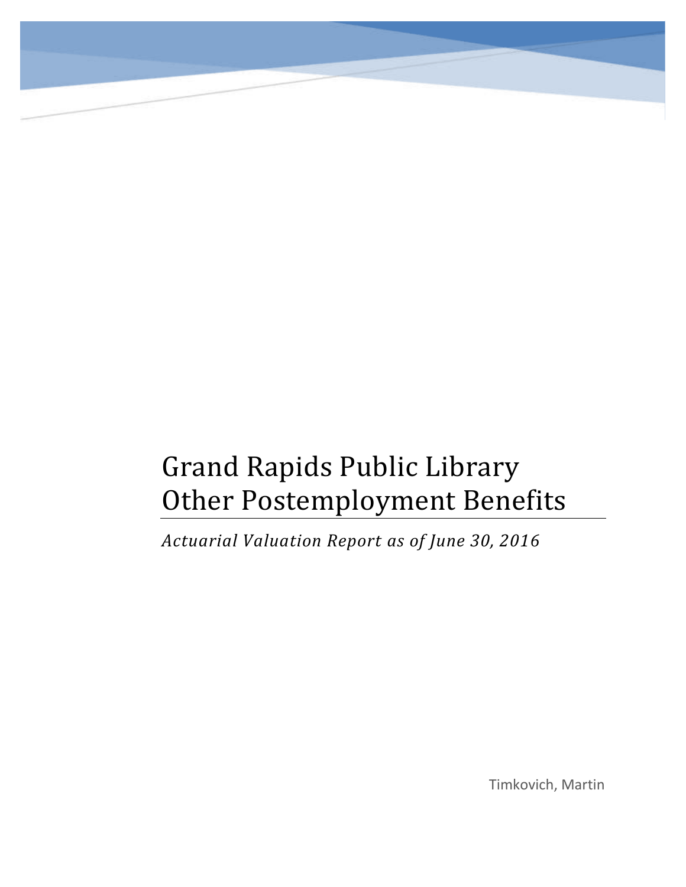# Grand Rapids Public Library Other Postemployment Benefits

*Actuarial Valuation Report as of June 30, 2016*

Timkovich, Martin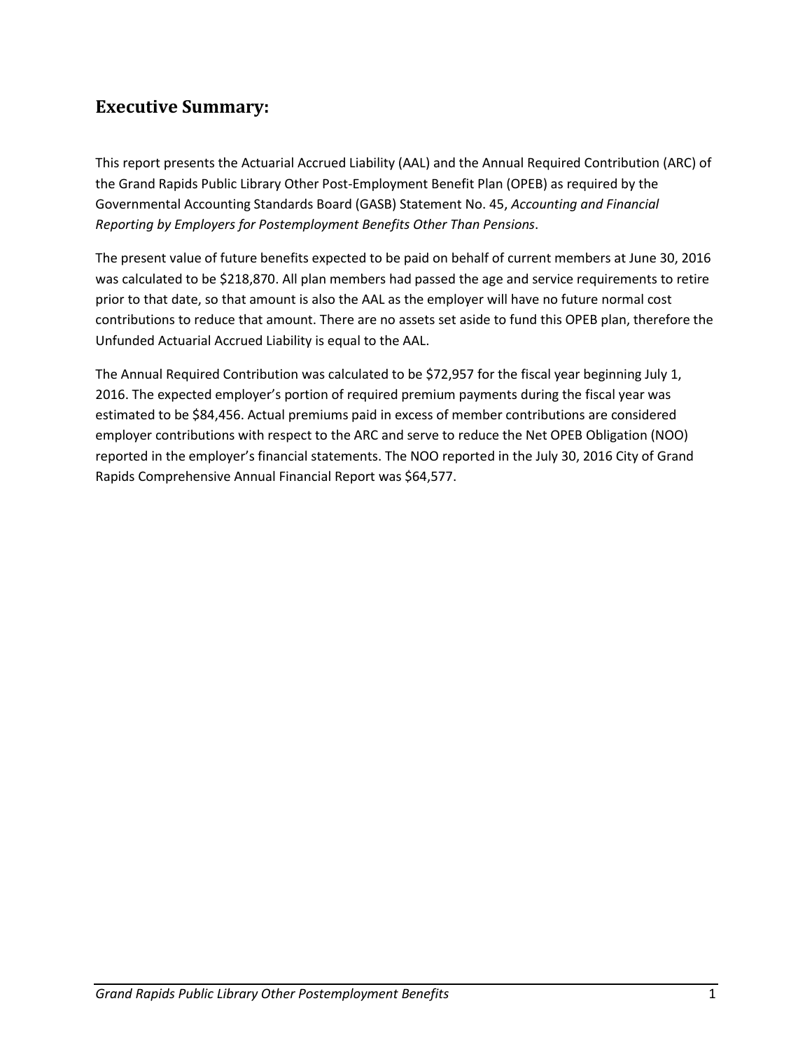## Executive Summary:

This report presents the Actuarial Accrued Liability (AAL) and the Annual Required Contribution (ARC) of the Grand Rapids Public Library Other Post-Employment Benefit Plan (OPEB) as required by the Governmental Accounting Standards Board (GASB) Statement No. 45, *Accounting and Financial Reporting by Employers for Postemployment Benefits Other Than Pensions*.

The present value of future benefits expected to be paid on behalf of current members at June 30, 2016 was calculated to be $218,870. All plan members had passed the age and service requirements to retire prior to that date, so that amount is also the AAL as the employer will have no future normal cost contributions to reduce that amount. There are no assets set aside to fund this OPEB plan, therefore the Unfunded Actuarial Accrued Liability is equal to the AAL.

The Annual Required Contribution was calculated to be $72,957 for the fiscal year beginning July 1, 2016. The expected employer's portion of required premium payments during the fiscal year was estimated to be $84,456. Actual premiums paid in excess of member contributions are considered employer contributions with respect to the ARC and serve to reduce the Net OPEB Obligation (NOO) reported in the employer's financial statements. The NOO reported in the July 30, 2016 City of Grand Rapids Comprehensive Annual Financial Report was $64,577.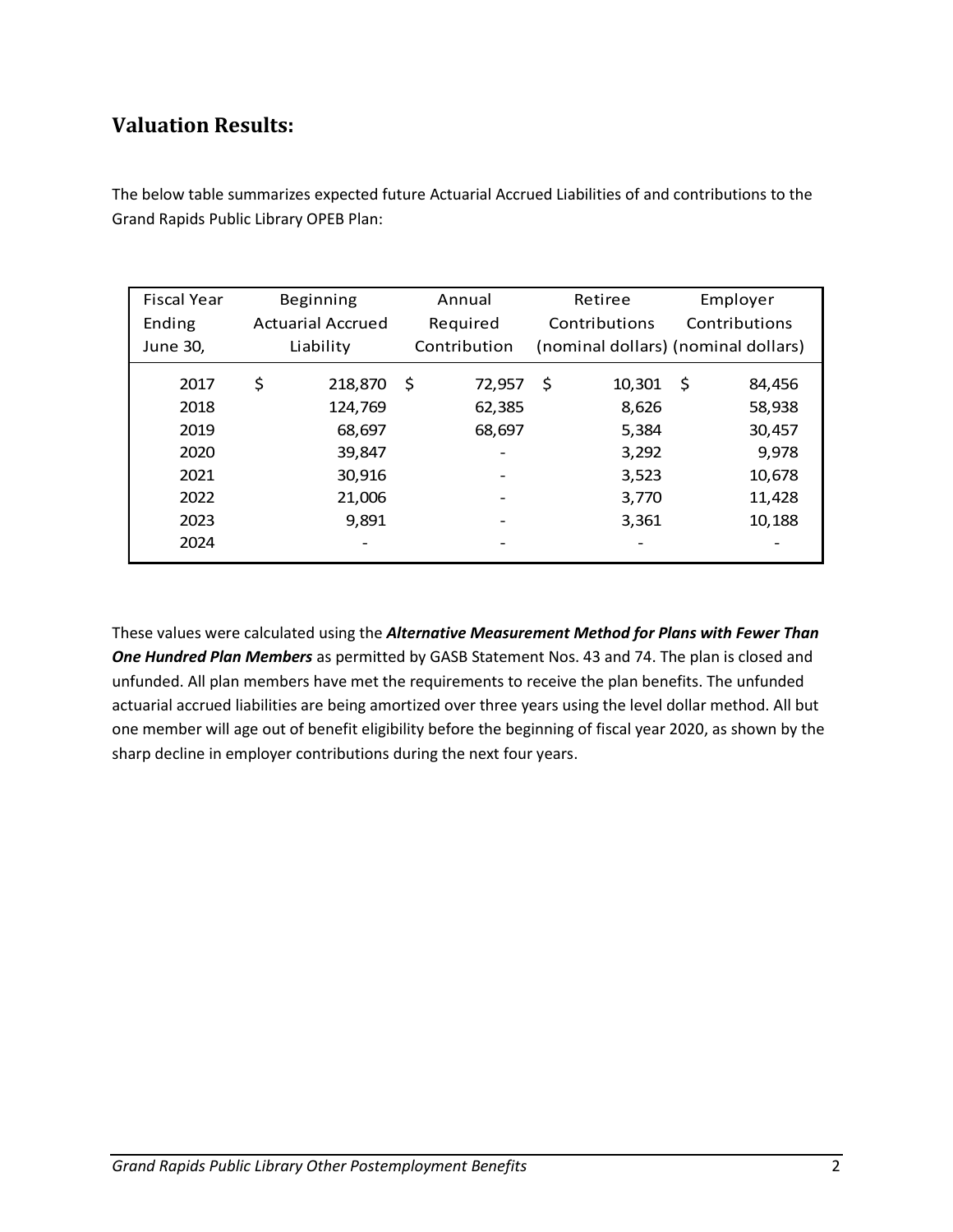## Valuation Results:

The below table summarizes expected future Actuarial Accrued Liabilities of and contributions to the Grand Rapids Public Library OPEB Plan:

| Fiscal Year Ending June 30, | Beginning Actuarial Accrued Liability | Annual Required Contribution | Retiree Contributions (nominal dollars) | Employer Contributions (nominal dollars) |
|---|---|---|---|---|
| 2017 | $ 218,870 | $ 72,957 | $ 10,301 | $ 84,456 |
| 2018 | 124,769 | 62,385 | 8,626 | 58,938 |
| 2019 | 68,697 | 68,697 | 5,384 | 30,457 |
| 2020 | 39,847 | - | 3,292 | 9,978 |
| 2021 | 30,916 | - | 3,523 | 10,678 |
| 2022 | 21,006 | - | 3,770 | 11,428 |
| 2023 | 9,891 | - | 3,361 | 10,188 |
| 2024 | - | - | - | - |

These values were calculated using the ***Alternative Measurement Method for Plans with Fewer Than One Hundred Plan Members*** as permitted by GASB Statement Nos. 43 and 74. The plan is closed and unfunded. All plan members have met the requirements to receive the plan benefits. The unfunded actuarial accrued liabilities are being amortized over three years using the level dollar method. All but one member will age out of benefit eligibility before the beginning of fiscal year 2020, as shown by the sharp decline in employer contributions during the next four years.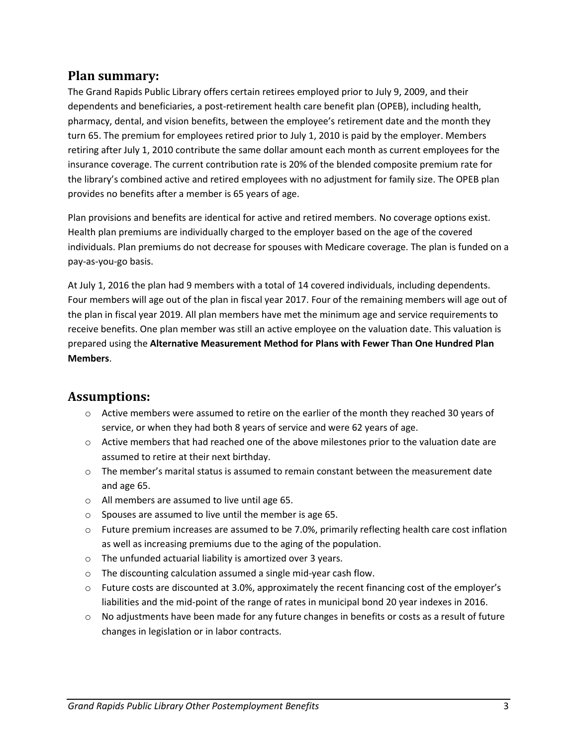## Plan summary:

The Grand Rapids Public Library offers certain retirees employed prior to July 9, 2009, and their dependents and beneficiaries, a post-retirement health care benefit plan (OPEB), including health, pharmacy, dental, and vision benefits, between the employee's retirement date and the month they turn 65. The premium for employees retired prior to July 1, 2010 is paid by the employer. Members retiring after July 1, 2010 contribute the same dollar amount each month as current employees for the insurance coverage. The current contribution rate is 20% of the blended composite premium rate for the library's combined active and retired employees with no adjustment for family size. The OPEB plan provides no benefits after a member is 65 years of age.

Plan provisions and benefits are identical for active and retired members. No coverage options exist. Health plan premiums are individually charged to the employer based on the age of the covered individuals. Plan premiums do not decrease for spouses with Medicare coverage. The plan is funded on a pay-as-you-go basis.

At July 1, 2016 the plan had 9 members with a total of 14 covered individuals, including dependents. Four members will age out of the plan in fiscal year 2017. Four of the remaining members will age out of the plan in fiscal year 2019. All plan members have met the minimum age and service requirements to receive benefits. One plan member was still an active employee on the valuation date. This valuation is prepared using the **Alternative Measurement Method for Plans with Fewer Than One Hundred Plan Members**.

## Assumptions:

- Active members were assumed to retire on the earlier of the month they reached 30 years of service, or when they had both 8 years of service and were 62 years of age.
- Active members that had reached one of the above milestones prior to the valuation date are assumed to retire at their next birthday.
- The member's marital status is assumed to remain constant between the measurement date and age 65.
- All members are assumed to live until age 65.
- Spouses are assumed to live until the member is age 65.
- Future premium increases are assumed to be 7.0%, primarily reflecting health care cost inflation as well as increasing premiums due to the aging of the population.
- The unfunded actuarial liability is amortized over 3 years.
- The discounting calculation assumed a single mid-year cash flow.
- Future costs are discounted at 3.0%, approximately the recent financing cost of the employer's liabilities and the mid-point of the range of rates in municipal bond 20 year indexes in 2016.
- No adjustments have been made for any future changes in benefits or costs as a result of future changes in legislation or in labor contracts.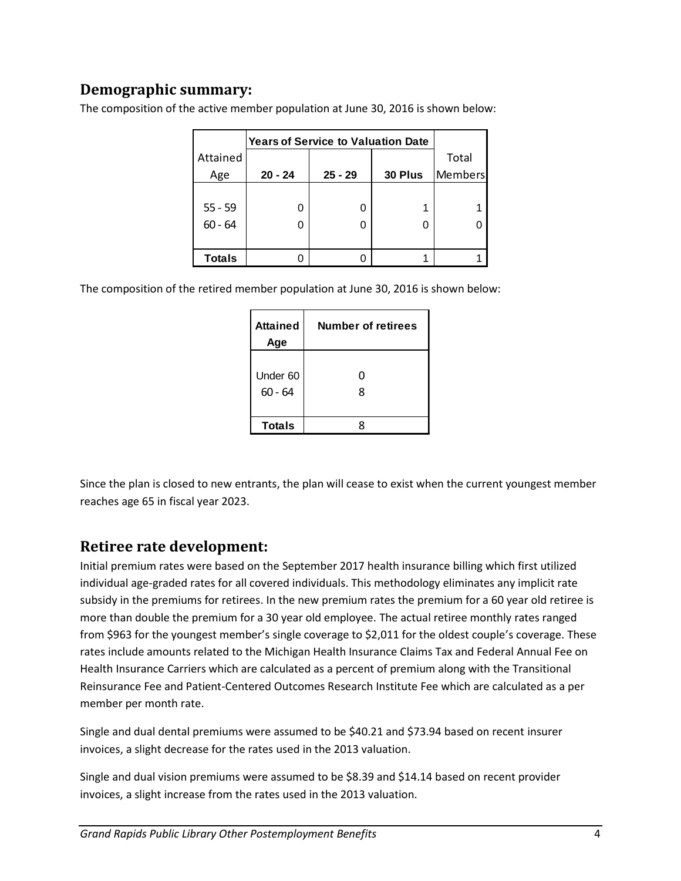## Demographic summary:

The composition of the active member population at June 30, 2016 is shown below:

| Attained Age | Years of Service to Valuation Date 20 - 24 | 25 - 29 | 30 Plus | Total Members |
|---|---|---|---|---|
| 55 - 59 | 0 | 0 | 1 | 1 |
| 60 - 64 | 0 | 0 | 0 | 0 |
| **Totals** | 0 | 0 | 1 | 1 |

The composition of the retired member population at June 30, 2016 is shown below:

| Attained Age | Number of retirees |
|---|---|
| Under 60 | 0 |
| 60 - 64 | 8 |
| **Totals** | 8 |

Since the plan is closed to new entrants, the plan will cease to exist when the current youngest member reaches age 65 in fiscal year 2023.

## Retiree rate development:

Initial premium rates were based on the September 2017 health insurance billing which first utilized individual age-graded rates for all covered individuals. This methodology eliminates any implicit rate subsidy in the premiums for retirees. In the new premium rates the premium for a 60 year old retiree is more than double the premium for a 30 year old employee. The actual retiree monthly rates ranged from $963 for the youngest member's single coverage to $2,011 for the oldest couple's coverage. These rates include amounts related to the Michigan Health Insurance Claims Tax and Federal Annual Fee on Health Insurance Carriers which are calculated as a percent of premium along with the Transitional Reinsurance Fee and Patient-Centered Outcomes Research Institute Fee which are calculated as a per member per month rate.

Single and dual dental premiums were assumed to be $40.21 and $73.94 based on recent insurer invoices, a slight decrease for the rates used in the 2013 valuation.

Single and dual vision premiums were assumed to be $8.39 and $14.14 based on recent provider invoices, a slight increase from the rates used in the 2013 valuation.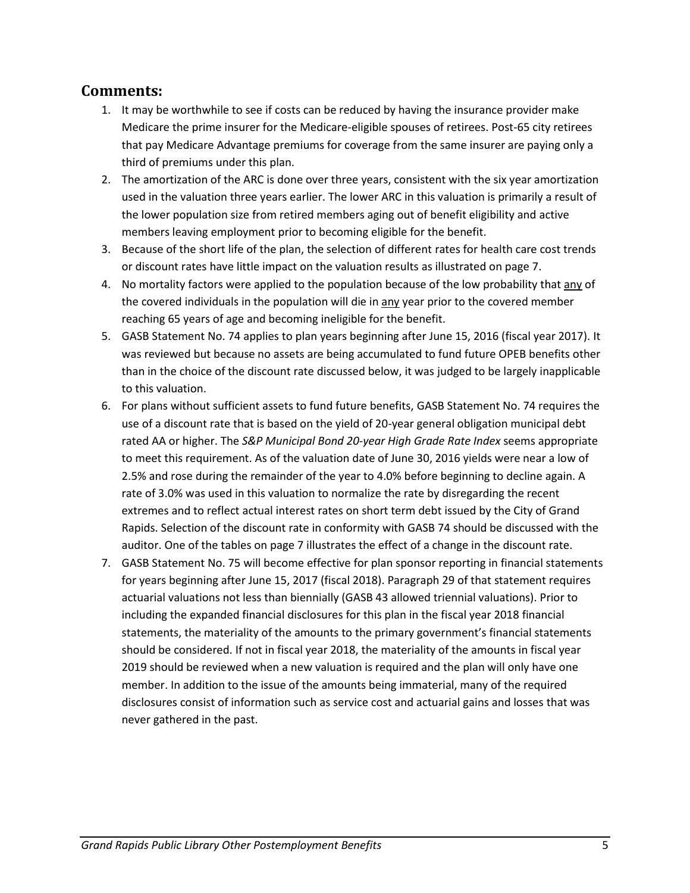## Comments:

1. It may be worthwhile to see if costs can be reduced by having the insurance provider make Medicare the prime insurer for the Medicare-eligible spouses of retirees. Post-65 city retirees that pay Medicare Advantage premiums for coverage from the same insurer are paying only a third of premiums under this plan.
2. The amortization of the ARC is done over three years, consistent with the six year amortization used in the valuation three years earlier. The lower ARC in this valuation is primarily a result of the lower population size from retired members aging out of benefit eligibility and active members leaving employment prior to becoming eligible for the benefit.
3. Because of the short life of the plan, the selection of different rates for health care cost trends or discount rates have little impact on the valuation results as illustrated on page 7.
4. No mortality factors were applied to the population because of the low probability that <u>any</u> of the covered individuals in the population will die in <u>any</u> year prior to the covered member reaching 65 years of age and becoming ineligible for the benefit.
5. GASB Statement No. 74 applies to plan years beginning after June 15, 2016 (fiscal year 2017). It was reviewed but because no assets are being accumulated to fund future OPEB benefits other than in the choice of the discount rate discussed below, it was judged to be largely inapplicable to this valuation.
6. For plans without sufficient assets to fund future benefits, GASB Statement No. 74 requires the use of a discount rate that is based on the yield of 20-year general obligation municipal debt rated AA or higher. The *S&P Municipal Bond 20-year High Grade Rate Index* seems appropriate to meet this requirement. As of the valuation date of June 30, 2016 yields were near a low of 2.5% and rose during the remainder of the year to 4.0% before beginning to decline again. A rate of 3.0% was used in this valuation to normalize the rate by disregarding the recent extremes and to reflect actual interest rates on short term debt issued by the City of Grand Rapids. Selection of the discount rate in conformity with GASB 74 should be discussed with the auditor. One of the tables on page 7 illustrates the effect of a change in the discount rate.
7. GASB Statement No. 75 will become effective for plan sponsor reporting in financial statements for years beginning after June 15, 2017 (fiscal 2018). Paragraph 29 of that statement requires actuarial valuations not less than biennially (GASB 43 allowed triennial valuations). Prior to including the expanded financial disclosures for this plan in the fiscal year 2018 financial statements, the materiality of the amounts to the primary government's financial statements should be considered. If not in fiscal year 2018, the materiality of the amounts in fiscal year 2019 should be reviewed when a new valuation is required and the plan will only have one member. In addition to the issue of the amounts being immaterial, many of the required disclosures consist of information such as service cost and actuarial gains and losses that was never gathered in the past.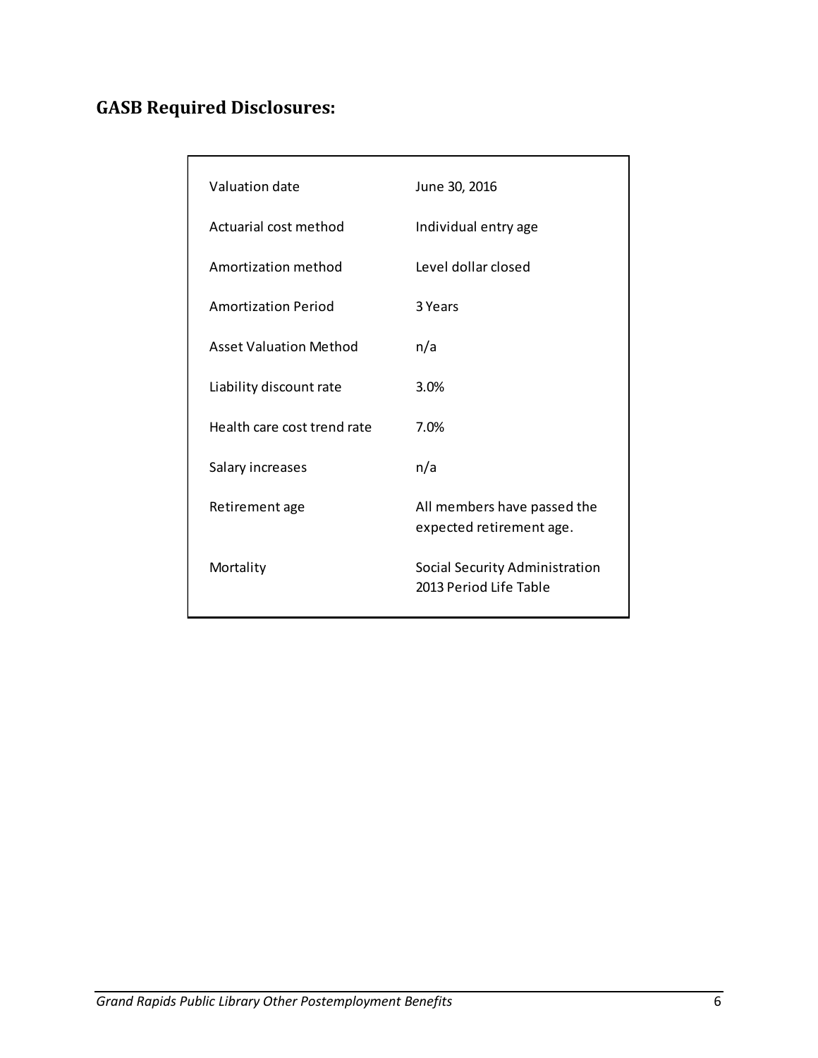## GASB Required Disclosures:

| | |
|---|---|
| Valuation date | June 30, 2016 |
| Actuarial cost method | Individual entry age |
| Amortization method | Level dollar closed |
| Amortization Period | 3 Years |
| Asset Valuation Method | n/a |
| Liability discount rate | 3.0% |
| Health care cost trend rate | 7.0% |
| Salary increases | n/a |
| Retirement age | All members have passed the expected retirement age. |
| Mortality | Social Security Administration 2013 Period Life Table |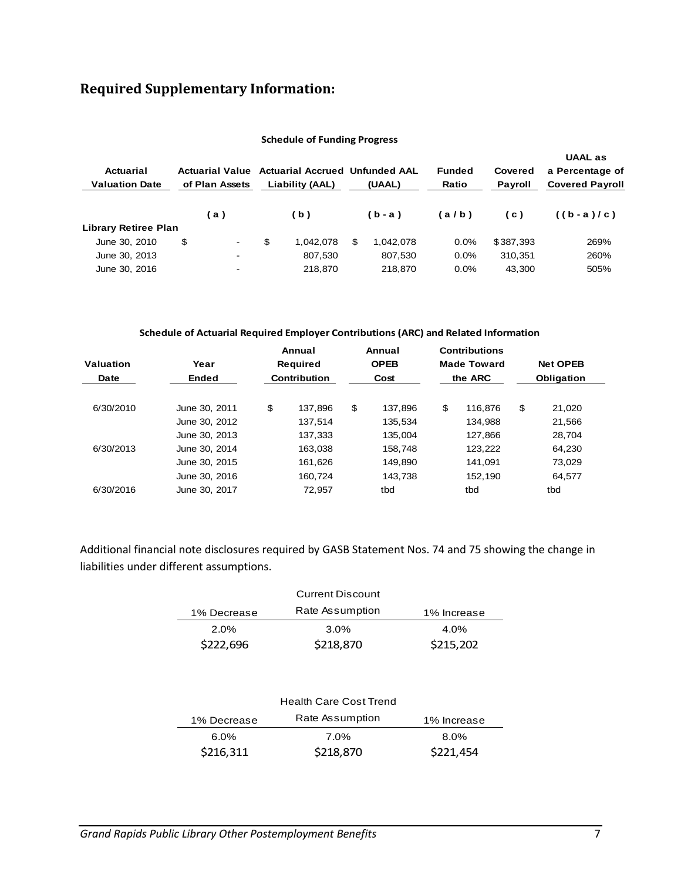## Required Supplementary Information:

**Schedule of Funding Progress**

| Actuarial Valuation Date | Actuarial Value of Plan Assets | Actuarial Accrued Liability (AAL) | Unfunded AAL (UAAL) | Funded Ratio | Covered Payroll | UAAL as a Percentage of Covered Payroll |
|---|---|---|---|---|---|---|
| | ( a ) | ( b ) | ( b - a ) | ( a / b ) | ( c ) | ( ( b - a ) / c ) |
| **Library Retiree Plan** | | | | | | |
| June 30, 2010 | $ - | $ 1,042,078 | $ 1,042,078 | 0.0% | $387,393 | 269% |
| June 30, 2013 | - | 807,530 | 807,530 | 0.0% | 310,351 | 260% |
| June 30, 2016 | - | 218,870 | 218,870 | 0.0% | 43,300 | 505% |

**Schedule of Actuarial Required Employer Contributions (ARC) and Related Information**

| Valuation Date | Year Ended | Annual Required Contribution | Annual OPEB Cost | Contributions Made Toward the ARC | Net OPEB Obligation |
|---|---|---|---|---|---|
| 6/30/2010 | June 30, 2011 | $ 137,896 | $ 137,896 | $ 116,876 | $ 21,020 |
| | June 30, 2012 | 137,514 | 135,534 | 134,988 | 21,566 |
| | June 30, 2013 | 137,333 | 135,004 | 127,866 | 28,704 |
| 6/30/2013 | June 30, 2014 | 163,038 | 158,748 | 123,222 | 64,230 |
| | June 30, 2015 | 161,626 | 149,890 | 141,091 | 73,029 |
| | June 30, 2016 | 160,724 | 143,738 | 152,190 | 64,577 |
| 6/30/2016 | June 30, 2017 | 72,957 | tbd | tbd | tbd |

Additional financial note disclosures required by GASB Statement Nos. 74 and 75 showing the change in liabilities under different assumptions.

| 1% Decrease | Current Discount Rate Assumption | 1% Increase |
|---|---|---|
| 2.0% | 3.0% | 4.0% |
| $222,696 | $218,870 | $215,202 |

| 1% Decrease | Health Care Cost Trend Rate Assumption | 1% Increase |
|---|---|---|
| 6.0% | 7.0% | 8.0% |
| $216,311 | $218,870 | $221,454 |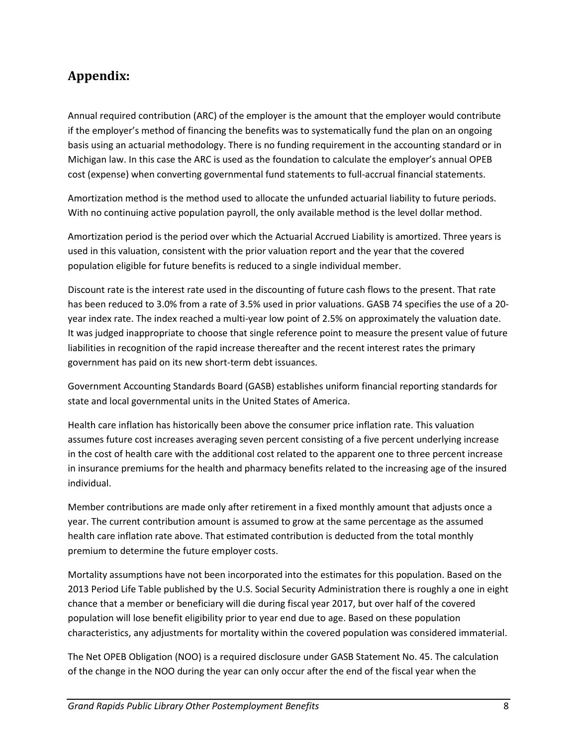## Appendix:

Annual required contribution (ARC) of the employer is the amount that the employer would contribute if the employer's method of financing the benefits was to systematically fund the plan on an ongoing basis using an actuarial methodology. There is no funding requirement in the accounting standard or in Michigan law. In this case the ARC is used as the foundation to calculate the employer's annual OPEB cost (expense) when converting governmental fund statements to full-accrual financial statements.

Amortization method is the method used to allocate the unfunded actuarial liability to future periods. With no continuing active population payroll, the only available method is the level dollar method.

Amortization period is the period over which the Actuarial Accrued Liability is amortized. Three years is used in this valuation, consistent with the prior valuation report and the year that the covered population eligible for future benefits is reduced to a single individual member.

Discount rate is the interest rate used in the discounting of future cash flows to the present. That rate has been reduced to 3.0% from a rate of 3.5% used in prior valuations. GASB 74 specifies the use of a 20-year index rate. The index reached a multi-year low point of 2.5% on approximately the valuation date. It was judged inappropriate to choose that single reference point to measure the present value of future liabilities in recognition of the rapid increase thereafter and the recent interest rates the primary government has paid on its new short-term debt issuances.

Government Accounting Standards Board (GASB) establishes uniform financial reporting standards for state and local governmental units in the United States of America.

Health care inflation has historically been above the consumer price inflation rate. This valuation assumes future cost increases averaging seven percent consisting of a five percent underlying increase in the cost of health care with the additional cost related to the apparent one to three percent increase in insurance premiums for the health and pharmacy benefits related to the increasing age of the insured individual.

Member contributions are made only after retirement in a fixed monthly amount that adjusts once a year. The current contribution amount is assumed to grow at the same percentage as the assumed health care inflation rate above. That estimated contribution is deducted from the total monthly premium to determine the future employer costs.

Mortality assumptions have not been incorporated into the estimates for this population. Based on the 2013 Period Life Table published by the U.S. Social Security Administration there is roughly a one in eight chance that a member or beneficiary will die during fiscal year 2017, but over half of the covered population will lose benefit eligibility prior to year end due to age. Based on these population characteristics, any adjustments for mortality within the covered population was considered immaterial.

The Net OPEB Obligation (NOO) is a required disclosure under GASB Statement No. 45. The calculation of the change in the NOO during the year can only occur after the end of the fiscal year when the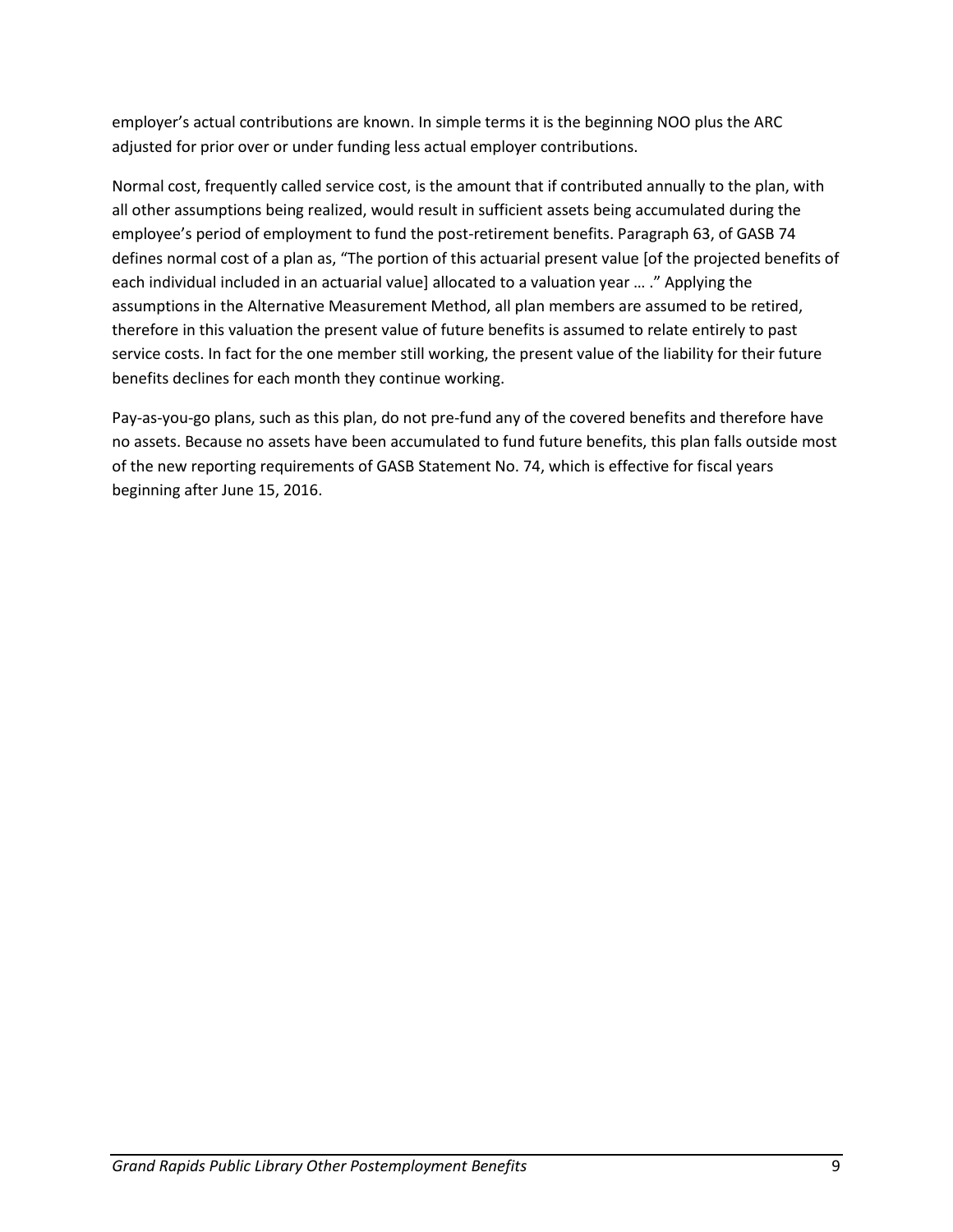employer's actual contributions are known. In simple terms it is the beginning NOO plus the ARC adjusted for prior over or under funding less actual employer contributions.

Normal cost, frequently called service cost, is the amount that if contributed annually to the plan, with all other assumptions being realized, would result in sufficient assets being accumulated during the employee's period of employment to fund the post-retirement benefits. Paragraph 63, of GASB 74 defines normal cost of a plan as, "The portion of this actuarial present value [of the projected benefits of each individual included in an actuarial value] allocated to a valuation year … ." Applying the assumptions in the Alternative Measurement Method, all plan members are assumed to be retired, therefore in this valuation the present value of future benefits is assumed to relate entirely to past service costs. In fact for the one member still working, the present value of the liability for their future benefits declines for each month they continue working.

Pay-as-you-go plans, such as this plan, do not pre-fund any of the covered benefits and therefore have no assets. Because no assets have been accumulated to fund future benefits, this plan falls outside most of the new reporting requirements of GASB Statement No. 74, which is effective for fiscal years beginning after June 15, 2016.